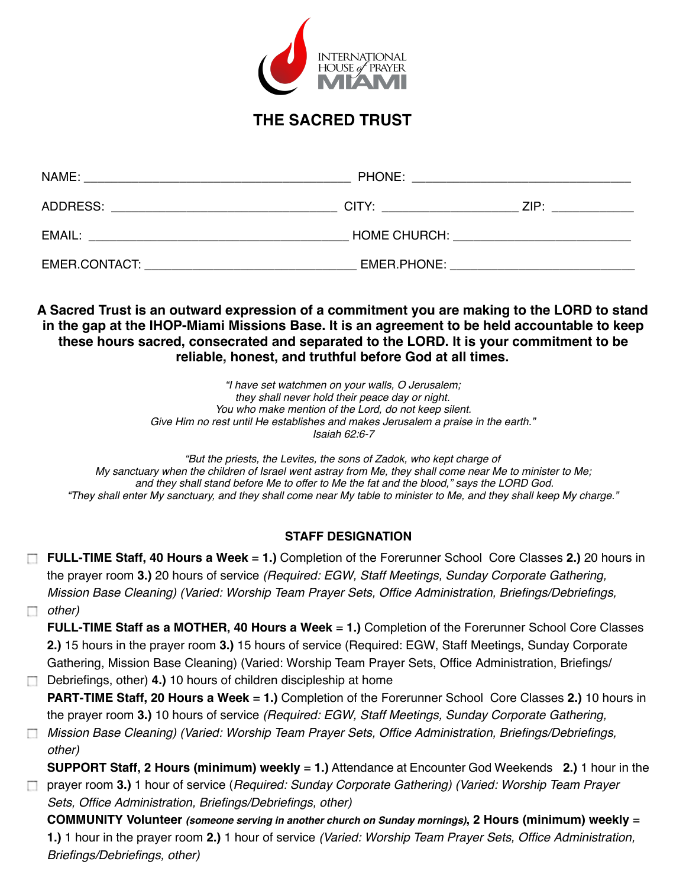INTERNATIONAL HOUSE of PRAYER MIAMI

# THE SACRED TRUST

NAME: ______________________________________ PHONE: ______________________________

ADDRESS: ________________________________ CITY: ___________________ ZIP: ___________

EMAIL: _____________________________________ HOME CHURCH: _________________________

EMER.CONTACT: ______________________________ EMER.PHONE: __________________________

**A Sacred Trust is an outward expression of a commitment you are making to the LORD to stand in the gap at the IHOP-Miami Missions Base. It is an agreement to be held accountable to keep these hours sacred, consecrated and separated to the LORD. It is your commitment to be reliable, honest, and truthful before God at all times.**

*"I have set watchmen on your walls, O Jerusalem;*
*they shall never hold their peace day or night.*
*You who make mention of the Lord, do not keep silent.*
*Give Him no rest until He establishes and makes Jerusalem a praise in the earth."*
*Isaiah 62:6-7*

*"But the priests, the Levites, the sons of Zadok, who kept charge of*
*My sanctuary when the children of Israel went astray from Me, they shall come near Me to minister to Me;*
*and they shall stand before Me to offer to Me the fat and the blood," says the LORD God.*
*"They shall enter My sanctuary, and they shall come near My table to minister to Me, and they shall keep My charge."*

### STAFF DESIGNATION

- ☐ **FULL-TIME Staff, 40 Hours a Week** = **1.)** Completion of the Forerunner School Core Classes **2.)** 20 hours in the prayer room **3.)** 20 hours of service *(Required: EGW, Staff Meetings, Sunday Corporate Gathering, Mission Base Cleaning) (Varied: Worship Team Prayer Sets, Office Administration, Briefings/Debriefings, other)*
- ☐ **FULL-TIME Staff as a MOTHER, 40 Hours a Week** = **1.)** Completion of the Forerunner School Core Classes **2.)** 15 hours in the prayer room **3.)** 15 hours of service (Required: EGW, Staff Meetings, Sunday Corporate Gathering, Mission Base Cleaning) (Varied: Worship Team Prayer Sets, Office Administration, Briefings/ Debriefings, other) **4.)** 10 hours of children discipleship at home
- ☐ **PART-TIME Staff, 20 Hours a Week** = **1.)** Completion of the Forerunner School Core Classes **2.)** 10 hours in the prayer room **3.)** 10 hours of service *(Required: EGW, Staff Meetings, Sunday Corporate Gathering, Mission Base Cleaning) (Varied: Worship Team Prayer Sets, Office Administration, Briefings/Debriefings, other)*
- ☐ **SUPPORT Staff, 2 Hours (minimum) weekly** = **1.)** Attendance at Encounter God Weekends **2.)** 1 hour in the prayer room **3.)** 1 hour of service (*Required: Sunday Corporate Gathering) (Varied: Worship Team Prayer Sets, Office Administration, Briefings/Debriefings, other)*
- ☐ **COMMUNITY Volunteer** ***(someone serving in another church on Sunday mornings)*****, 2 Hours (minimum) weekly** = **1.)** 1 hour in the prayer room **2.)** 1 hour of service *(Varied: Worship Team Prayer Sets, Office Administration, Briefings/Debriefings, other)*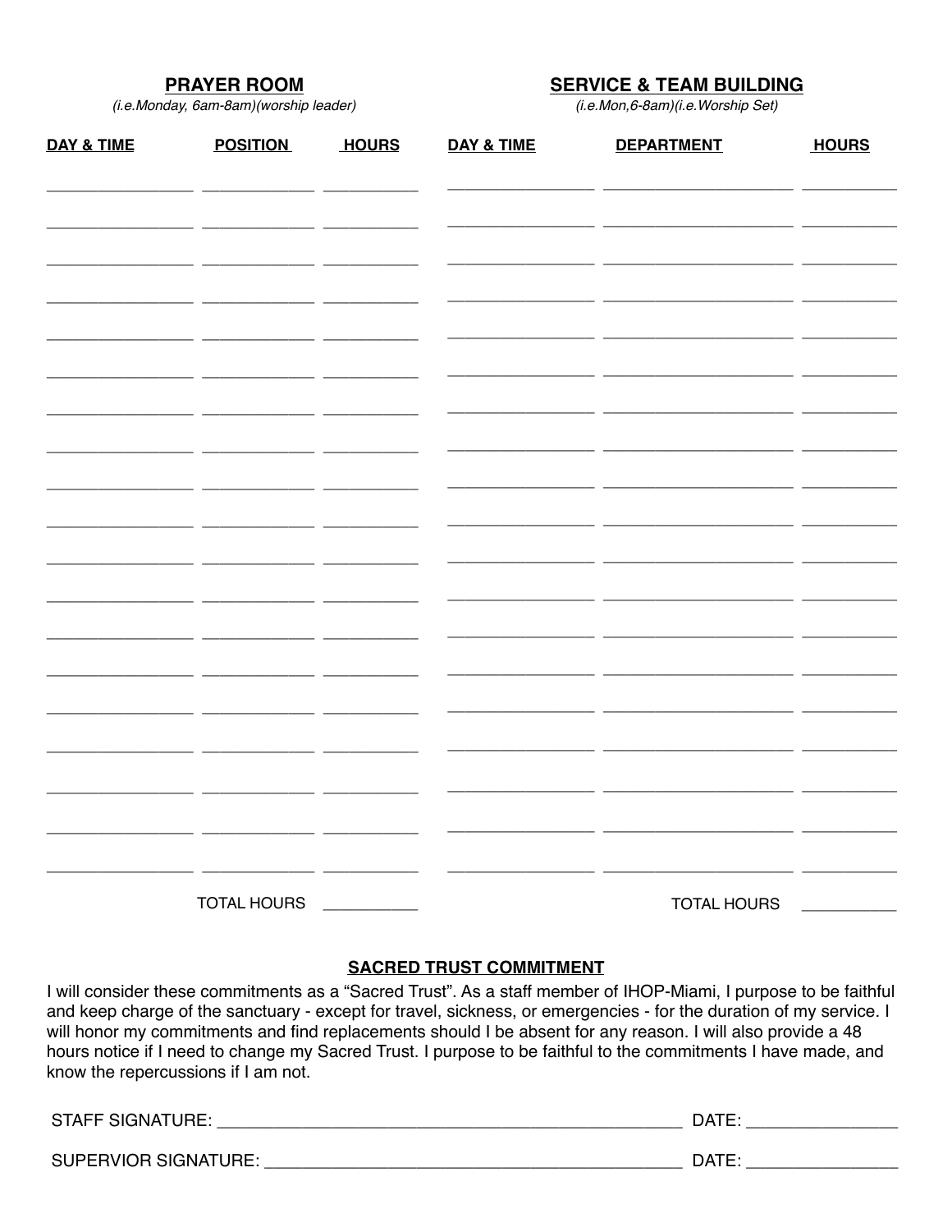**PRAYER ROOM**

*(i.e.Monday, 6am-8am)(worship leader)*

| DAY & TIME | POSITION | HOURS |
|---|---|---|
| | | |
| | | |
| | | |
| | | |
| | | |
| | | |
| | | |
| | | |
| | | |
| | | |
| | | |
| | | |
| | | |
| | | |
| | | |
| | | |
| | | |
| | | |
| | | |
| | TOTAL HOURS | |

**SERVICE & TEAM BUILDING**

*(i.e.Mon,6-8am)(i.e.Worship Set)*

| DAY & TIME | DEPARTMENT | HOURS |
|---|---|---|
| | | |
| | | |
| | | |
| | | |
| | | |
| | | |
| | | |
| | | |
| | | |
| | | |
| | | |
| | | |
| | | |
| | | |
| | | |
| | | |
| | | |
| | | |
| | | |
| | TOTAL HOURS | |

**SACRED TRUST COMMITMENT**

I will consider these commitments as a "Sacred Trust". As a staff member of IHOP-Miami, I purpose to be faithful and keep charge of the sanctuary - except for travel, sickness, or emergencies - for the duration of my service. I will honor my commitments and find replacements should I be absent for any reason. I will also provide a 48 hours notice if I need to change my Sacred Trust. I purpose to be faithful to the commitments I have made, and know the repercussions if I am not.

STAFF SIGNATURE: ______________________________ DATE: ______________

SUPERVIOR SIGNATURE: ______________________________ DATE: ______________